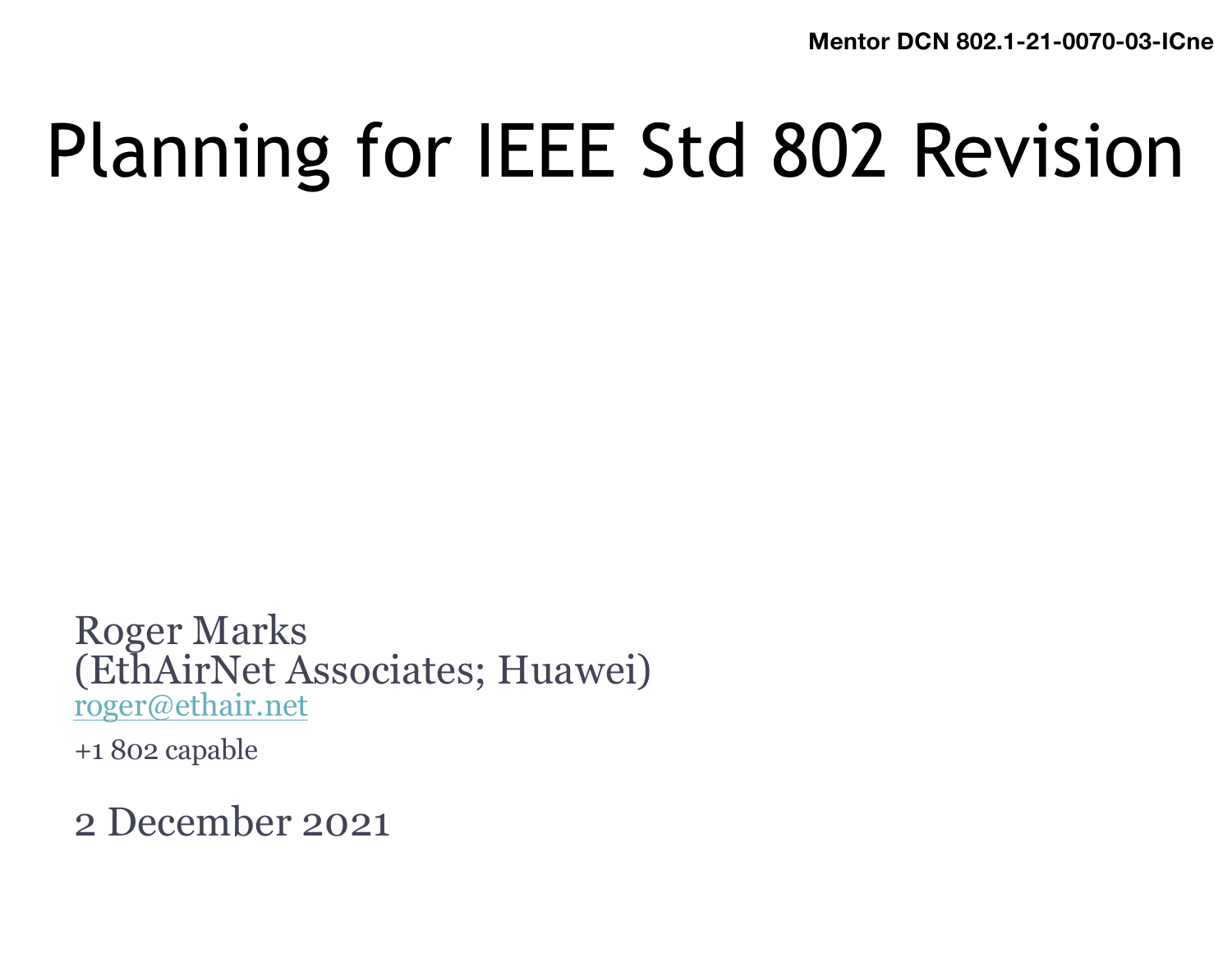Mentor DCN 802.1-21-0070-03-ICne

# Planning for IEEE Std 802 Revision

Roger Marks
(EthAirNet Associates; Huawei)
roger@ethair.net

+1 802 capable

2 December 2021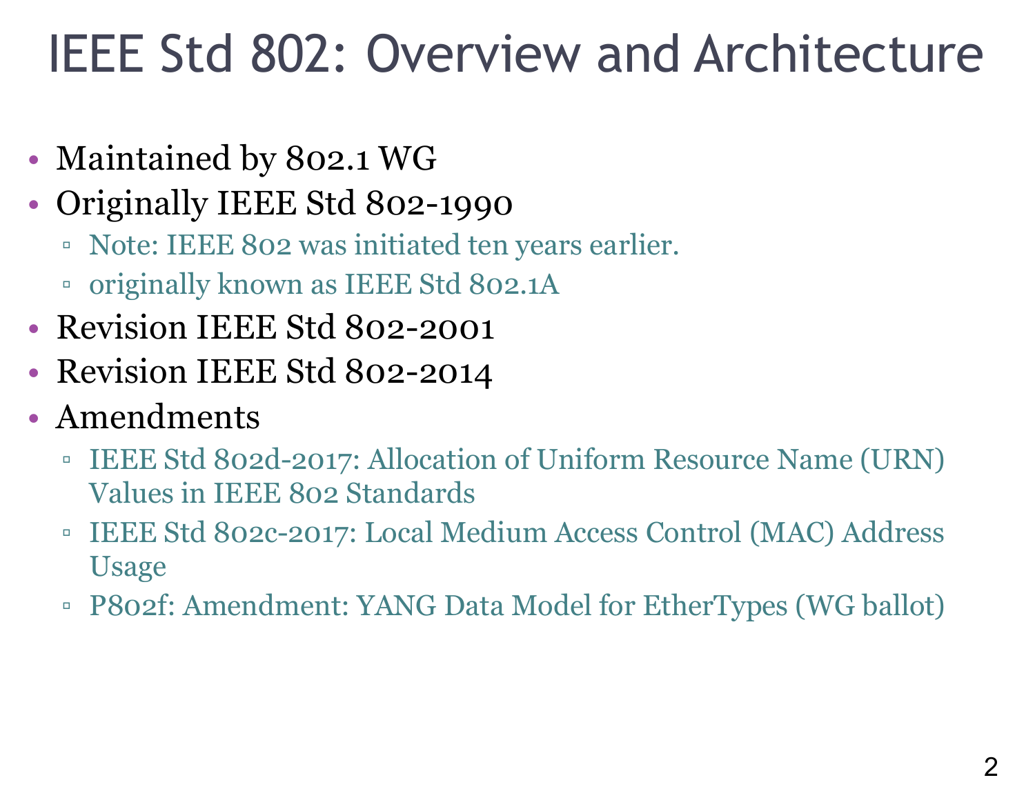# IEEE Std 802: Overview and Architecture

- Maintained by 802.1 WG
- Originally IEEE Std 802-1990
  - Note: IEEE 802 was initiated ten years earlier.
  - originally known as IEEE Std 802.1A
- Revision IEEE Std 802-2001
- Revision IEEE Std 802-2014
- Amendments
  - IEEE Std 802d-2017: Allocation of Uniform Resource Name (URN) Values in IEEE 802 Standards
  - IEEE Std 802c-2017: Local Medium Access Control (MAC) Address Usage
  - P802f: Amendment: YANG Data Model for EtherTypes (WG ballot)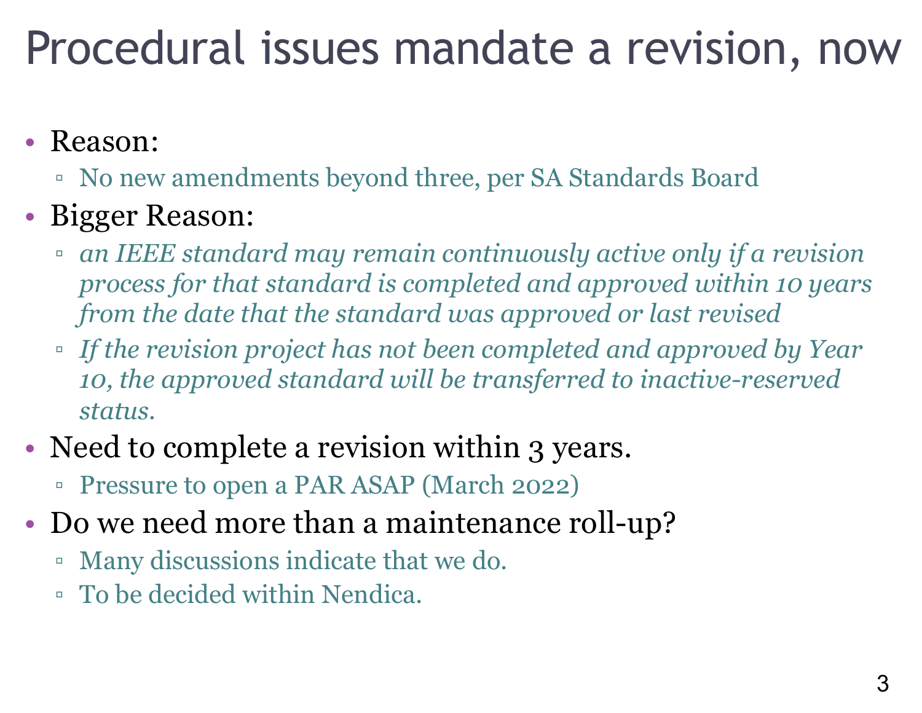# Procedural issues mandate a revision, now

- Reason:
  - No new amendments beyond three, per SA Standards Board
- Bigger Reason:
  - *an IEEE standard may remain continuously active only if a revision process for that standard is completed and approved within 10 years from the date that the standard was approved or last revised*
  - *If the revision project has not been completed and approved by Year 10, the approved standard will be transferred to inactive-reserved status.*
- Need to complete a revision within 3 years.
  - Pressure to open a PAR ASAP (March 2022)
- Do we need more than a maintenance roll-up?
  - Many discussions indicate that we do.
  - To be decided within Nendica.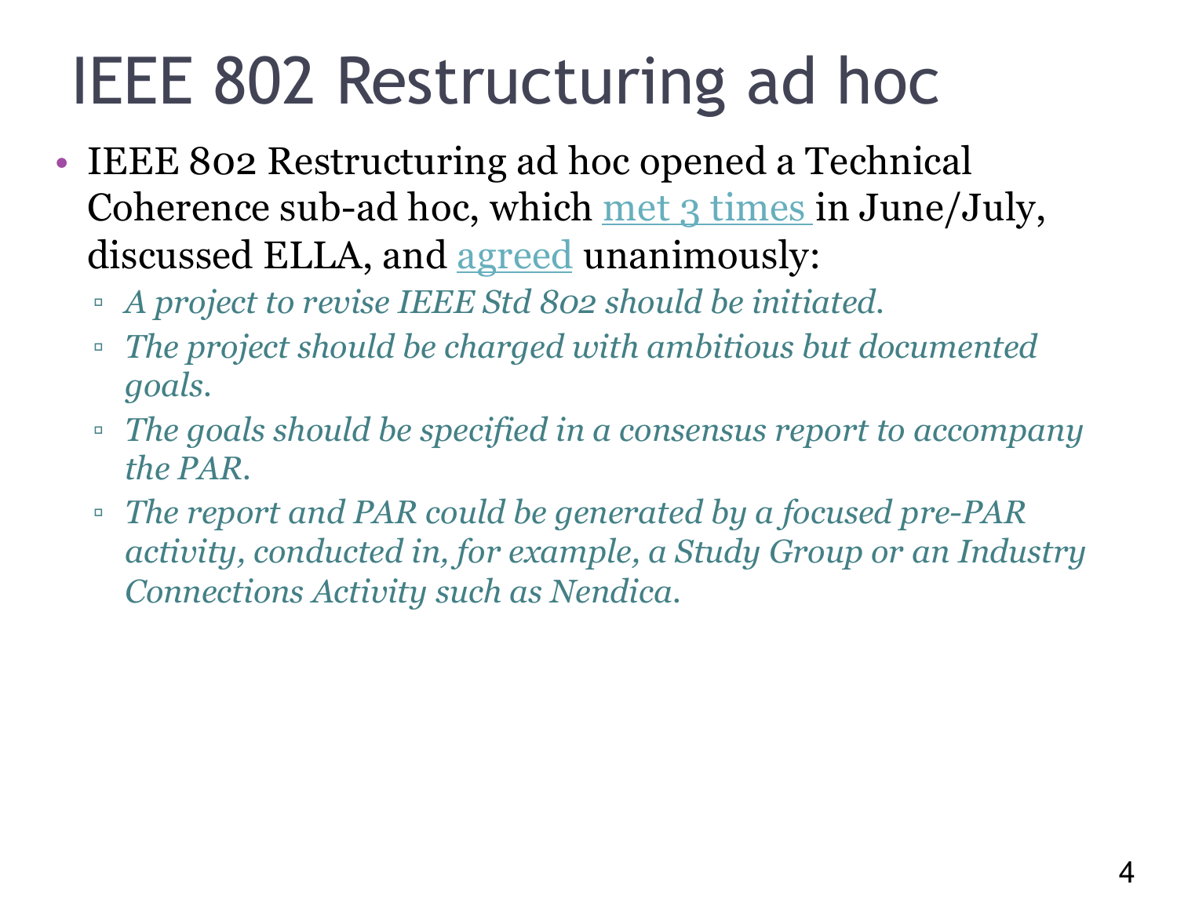# IEEE 802 Restructuring ad hoc

- IEEE 802 Restructuring ad hoc opened a Technical Coherence sub-ad hoc, which met 3 times in June/July, discussed ELLA, and agreed unanimously:
  - *A project to revise IEEE Std 802 should be initiated.*
  - *The project should be charged with ambitious but documented goals.*
  - *The goals should be specified in a consensus report to accompany the PAR.*
  - *The report and PAR could be generated by a focused pre-PAR activity, conducted in, for example, a Study Group or an Industry Connections Activity such as Nendica.*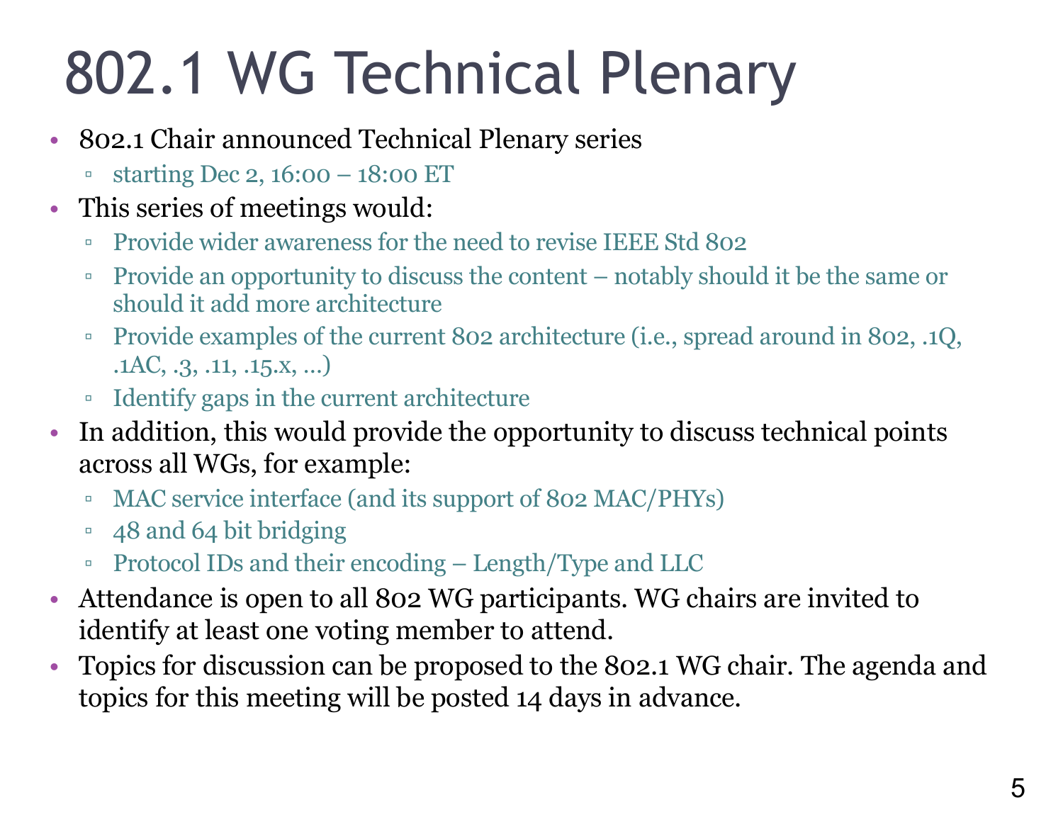# 802.1 WG Technical Plenary

- 802.1 Chair announced Technical Plenary series
  - starting Dec 2, 16:00 – 18:00 ET
- This series of meetings would:
  - Provide wider awareness for the need to revise IEEE Std 802
  - Provide an opportunity to discuss the content – notably should it be the same or should it add more architecture
  - Provide examples of the current 802 architecture (i.e., spread around in 802, .1Q, .1AC, .3, .11, .15.x, …)
  - Identify gaps in the current architecture
- In addition, this would provide the opportunity to discuss technical points across all WGs, for example:
  - MAC service interface (and its support of 802 MAC/PHYs)
  - 48 and 64 bit bridging
  - Protocol IDs and their encoding – Length/Type and LLC
- Attendance is open to all 802 WG participants. WG chairs are invited to identify at least one voting member to attend.
- Topics for discussion can be proposed to the 802.1 WG chair. The agenda and topics for this meeting will be posted 14 days in advance.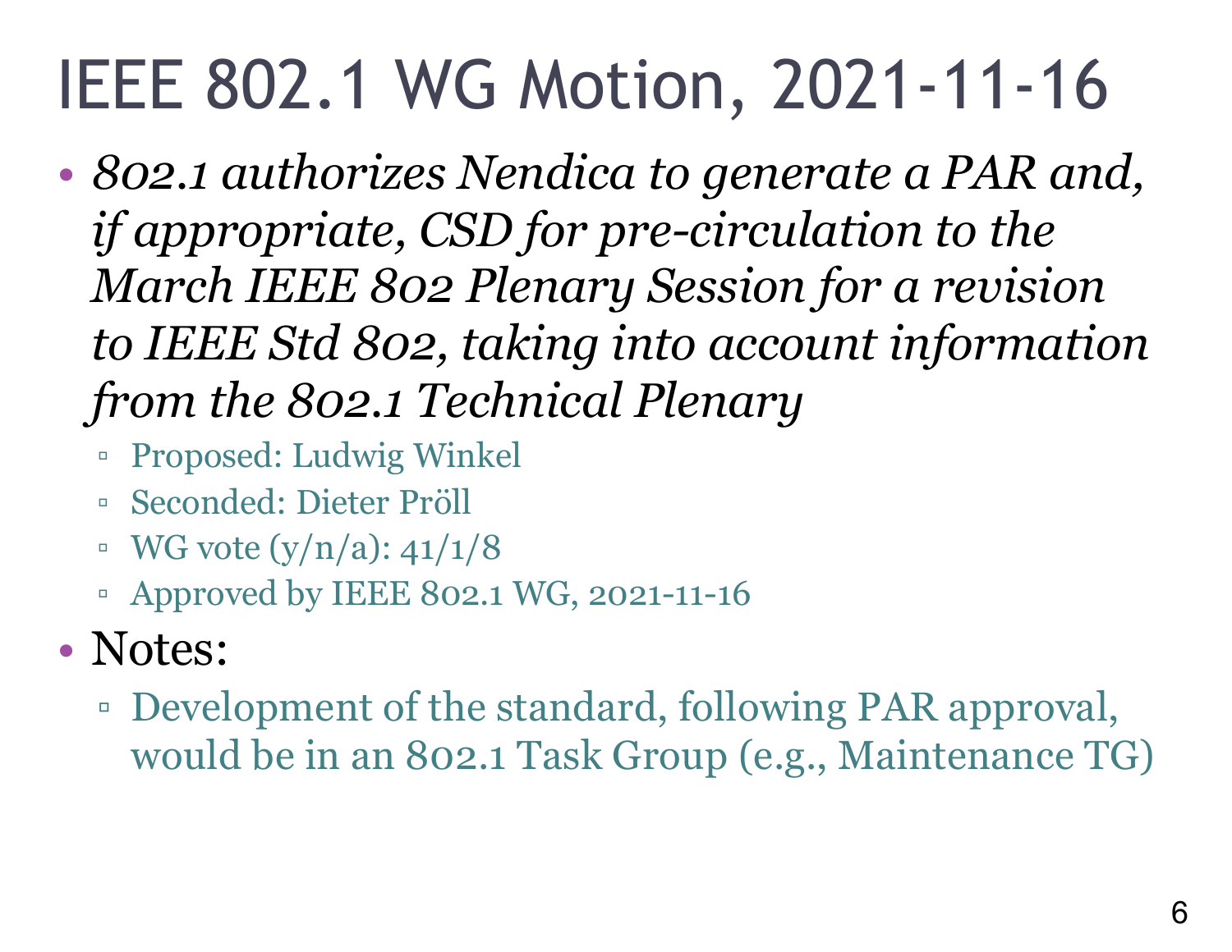# IEEE 802.1 WG Motion, 2021-11-16

- *802.1 authorizes Nendica to generate a PAR and, if appropriate, CSD for pre-circulation to the March IEEE 802 Plenary Session for a revision to IEEE Std 802, taking into account information from the 802.1 Technical Plenary*
  - Proposed: Ludwig Winkel
  - Seconded: Dieter Pröll
  - WG vote (y/n/a): 41/1/8
  - Approved by IEEE 802.1 WG, 2021-11-16
- Notes:
  - Development of the standard, following PAR approval, would be in an 802.1 Task Group (e.g., Maintenance TG)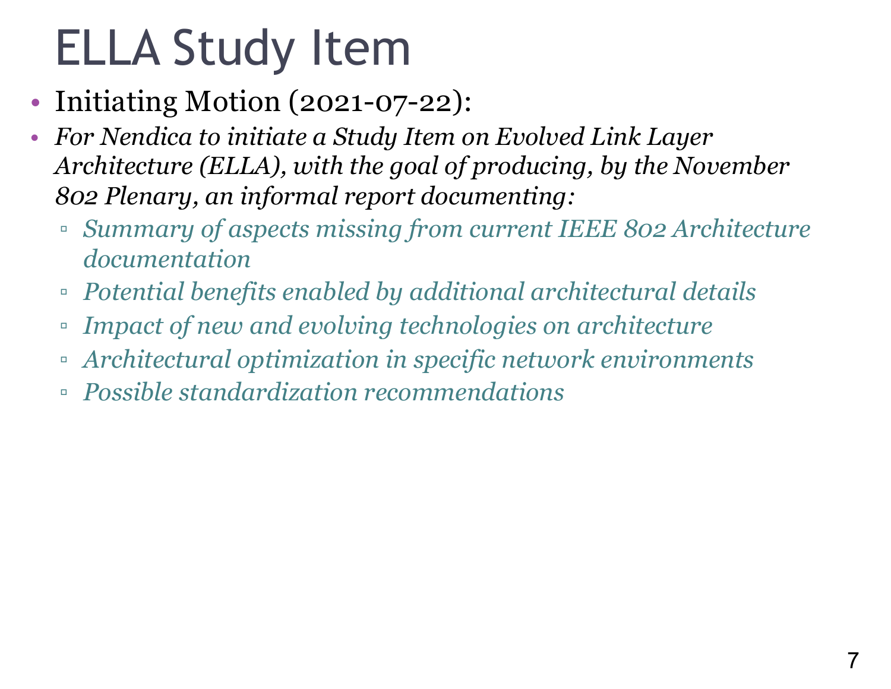# ELLA Study Item

- Initiating Motion (2021-07-22):
- *For Nendica to initiate a Study Item on Evolved Link Layer Architecture (ELLA), with the goal of producing, by the November 802 Plenary, an informal report documenting:*
  - *Summary of aspects missing from current IEEE 802 Architecture documentation*
  - *Potential benefits enabled by additional architectural details*
  - *Impact of new and evolving technologies on architecture*
  - *Architectural optimization in specific network environments*
  - *Possible standardization recommendations*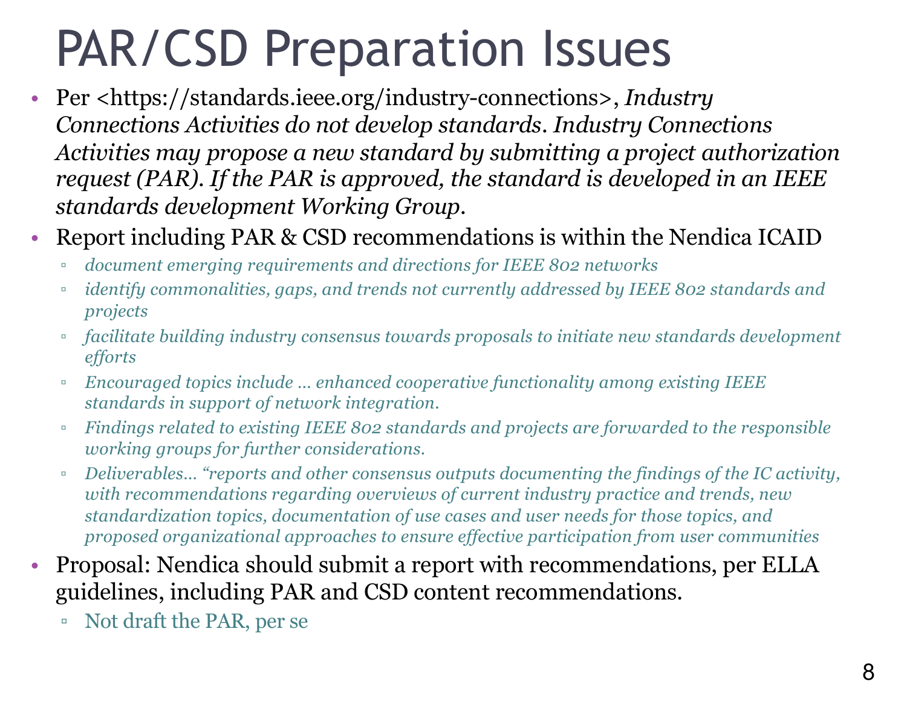# PAR/CSD Preparation Issues

- Per <https://standards.ieee.org/industry-connections>, *Industry Connections Activities do not develop standards. Industry Connections Activities may propose a new standard by submitting a project authorization request (PAR). If the PAR is approved, the standard is developed in an IEEE standards development Working Group.*
- Report including PAR & CSD recommendations is within the Nendica ICAID
  - *document emerging requirements and directions for IEEE 802 networks*
  - *identify commonalities, gaps, and trends not currently addressed by IEEE 802 standards and projects*
  - *facilitate building industry consensus towards proposals to initiate new standards development efforts*
  - *Encouraged topics include … enhanced cooperative functionality among existing IEEE standards in support of network integration.*
  - *Findings related to existing IEEE 802 standards and projects are forwarded to the responsible working groups for further considerations.*
  - *Deliverables… "reports and other consensus outputs documenting the findings of the IC activity, with recommendations regarding overviews of current industry practice and trends, new standardization topics, documentation of use cases and user needs for those topics, and proposed organizational approaches to ensure effective participation from user communities*
- Proposal: Nendica should submit a report with recommendations, per ELLA guidelines, including PAR and CSD content recommendations.
  - Not draft the PAR, per se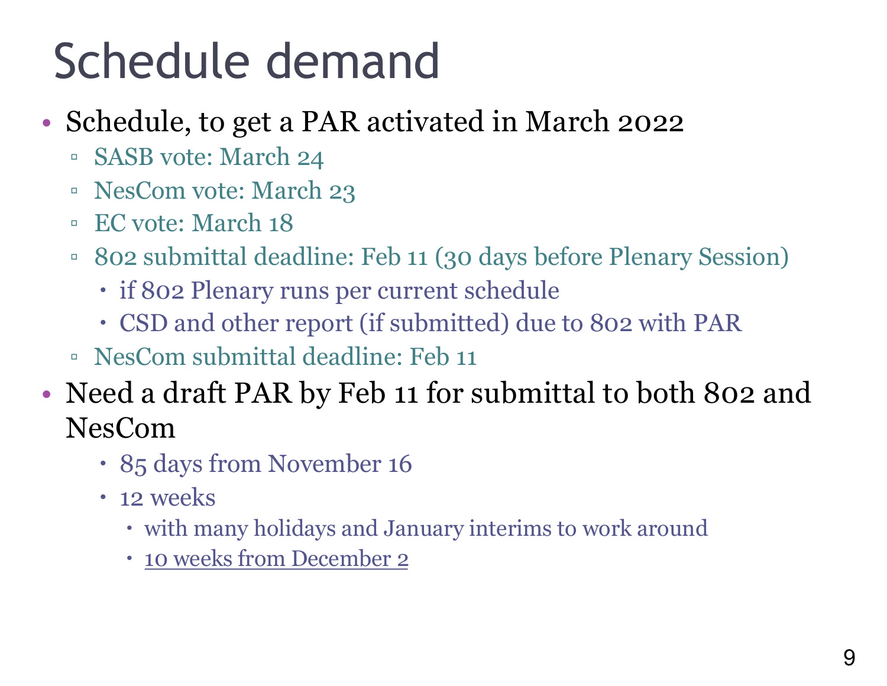# Schedule demand

- Schedule, to get a PAR activated in March 2022
  - SASB vote: March 24
  - NesCom vote: March 23
  - EC vote: March 18
  - 802 submittal deadline: Feb 11 (30 days before Plenary Session)
    - if 802 Plenary runs per current schedule
    - CSD and other report (if submitted) due to 802 with PAR
  - NesCom submittal deadline: Feb 11
- Need a draft PAR by Feb 11 for submittal to both 802 and NesCom
    - 85 days from November 16
    - 12 weeks
      - with many holidays and January interims to work around
      - <u>10 weeks from December 2</u>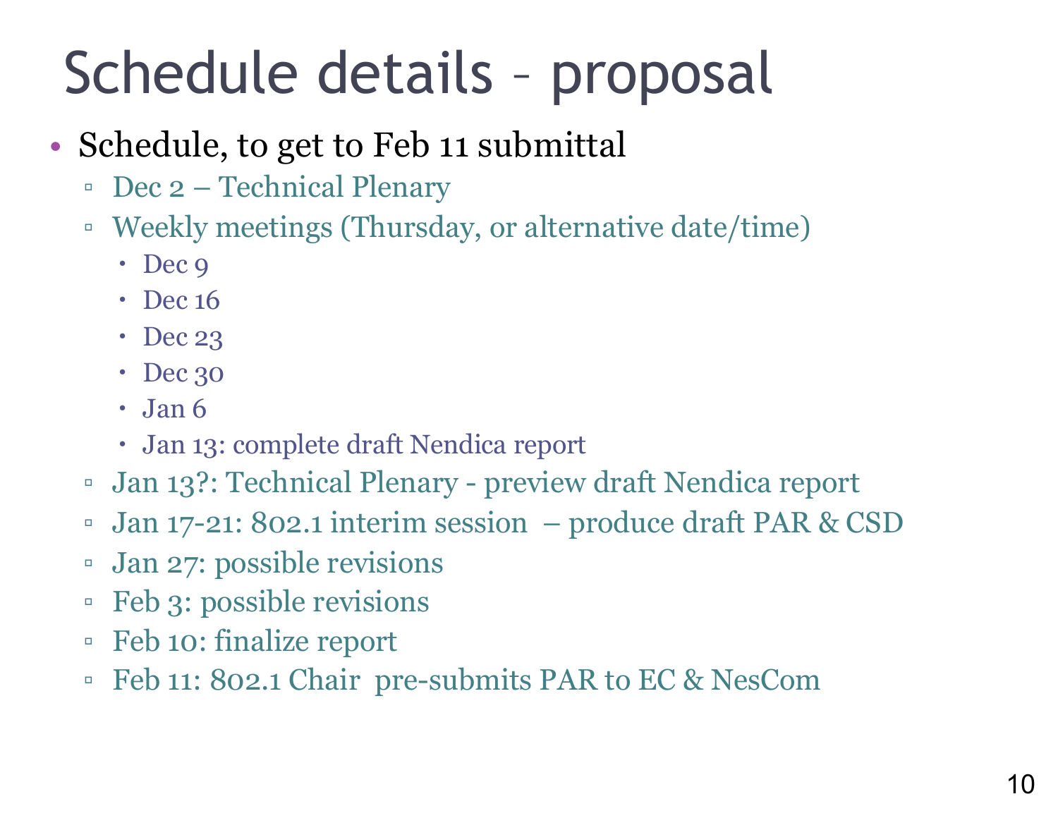# Schedule details – proposal

- Schedule, to get to Feb 11 submittal
  - Dec 2 – Technical Plenary
  - Weekly meetings (Thursday, or alternative date/time)
    - Dec 9
    - Dec 16
    - Dec 23
    - Dec 30
    - Jan 6
    - Jan 13: complete draft Nendica report
  - Jan 13?: Technical Plenary - preview draft Nendica report
  - Jan 17-21: 802.1 interim session – produce draft PAR & CSD
  - Jan 27: possible revisions
  - Feb 3: possible revisions
  - Feb 10: finalize report
  - Feb 11: 802.1 Chair pre-submits PAR to EC & NesCom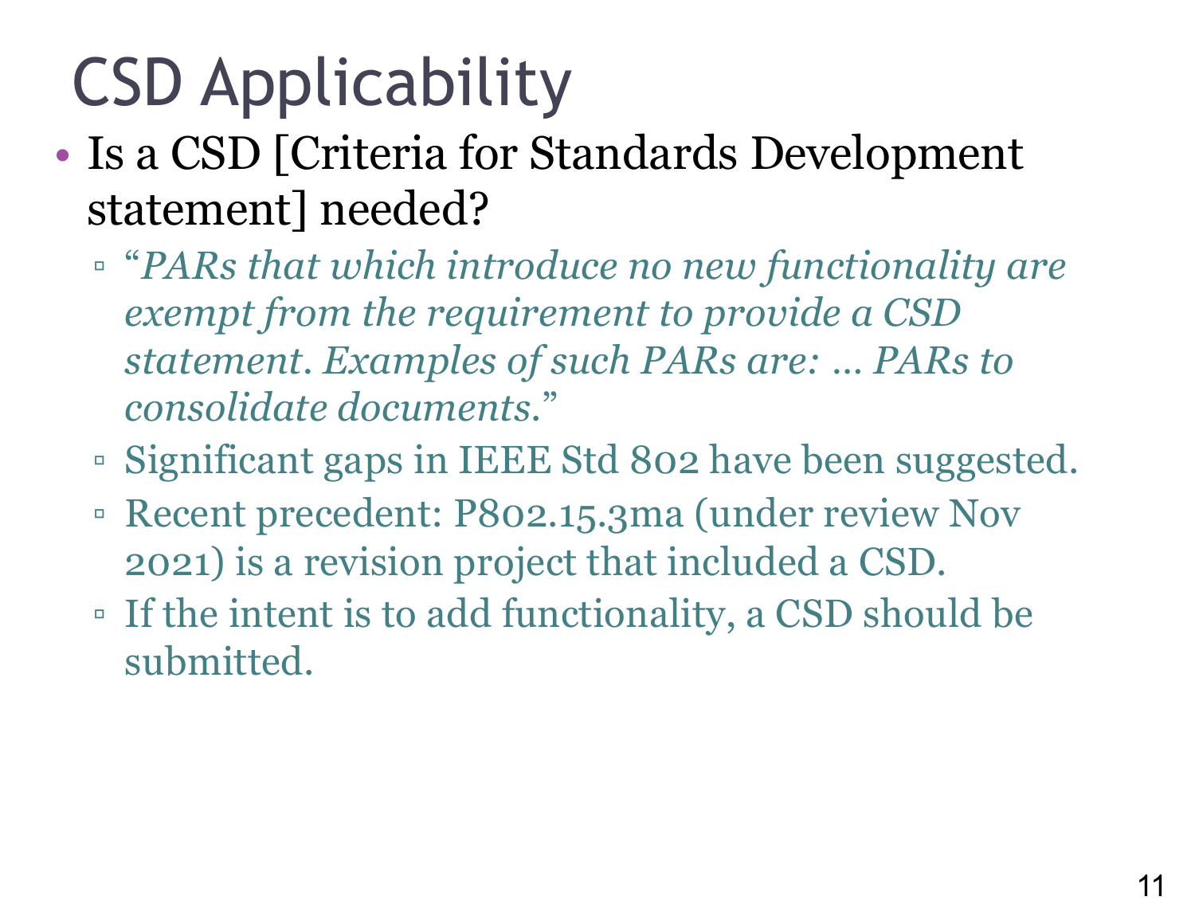# CSD Applicability

- Is a CSD [Criteria for Standards Development statement] needed?
  - "*PARs that which introduce no new functionality are exempt from the requirement to provide a CSD statement. Examples of such PARs are: … PARs to consolidate documents.*"
  - Significant gaps in IEEE Std 802 have been suggested.
  - Recent precedent: P802.15.3ma (under review Nov 2021) is a revision project that included a CSD.
  - If the intent is to add functionality, a CSD should be submitted.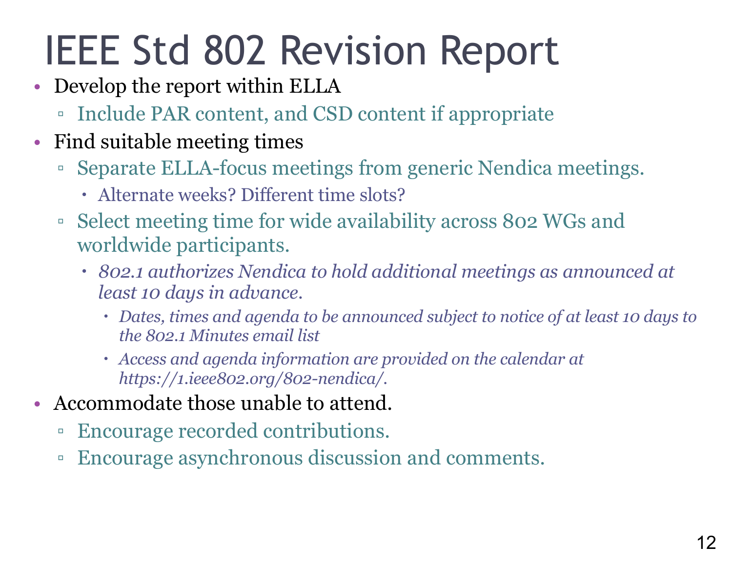# IEEE Std 802 Revision Report

- Develop the report within ELLA
  - Include PAR content, and CSD content if appropriate
- Find suitable meeting times
  - Separate ELLA-focus meetings from generic Nendica meetings.
    - Alternate weeks? Different time slots?
  - Select meeting time for wide availability across 802 WGs and worldwide participants.
    - *802.1 authorizes Nendica to hold additional meetings as announced at least 10 days in advance.*
      - *Dates, times and agenda to be announced subject to notice of at least 10 days to the 802.1 Minutes email list*
      - *Access and agenda information are provided on the calendar at https://1.ieee802.org/802-nendica/.*
- Accommodate those unable to attend.
  - Encourage recorded contributions.
  - Encourage asynchronous discussion and comments.